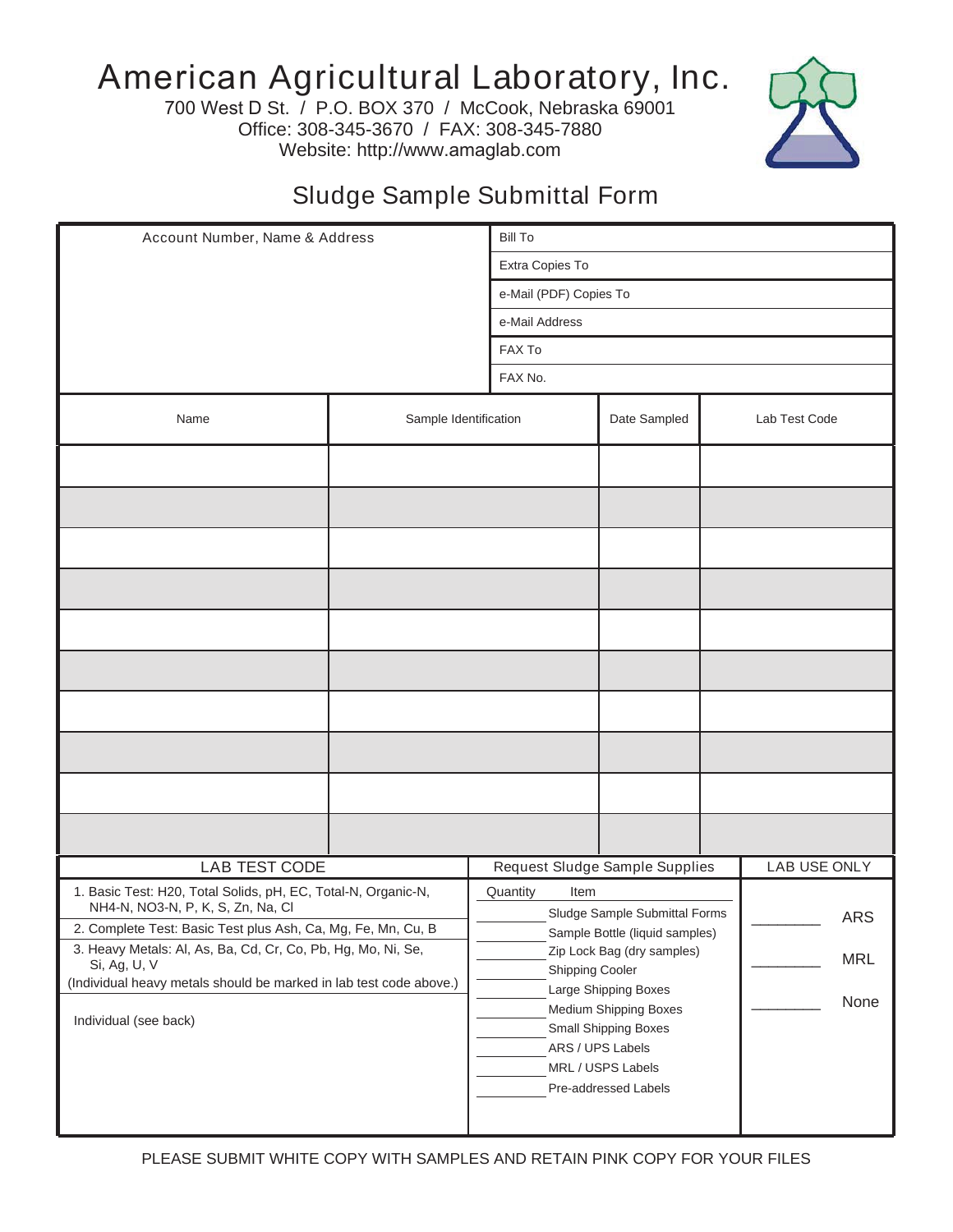# American Agricultural Laboratory, Inc.

700 West D St. / P.O. BOX 370 / McCook, Nebraska 69001
Office: 308-345-3670 / FAX: 308-345-7880
Website: http://www.amaglab.com

## Sludge Sample Submittal Form

| Account Number, Name & Address | |
|---|---|
| | Bill To |
| | Extra Copies To |
| | e-Mail (PDF) Copies To |
| | e-Mail Address |
| | FAX To |
| | FAX No. |

| Name | Sample Identification | Date Sampled | Lab Test Code |
|---|---|---|---|
| | | | |
| | | | |
| | | | |
| | | | |
| | | | |
| | | | |
| | | | |
| | | | |
| | | | |
| | | | |

| LAB TEST CODE | Request Sludge Sample Supplies | | LAB USE ONLY |
|---|---|---|---|
| 1. Basic Test: H20, Total Solids, pH, EC, Total-N, Organic-N, NH4-N, NO3-N, P, K, S, Zn, Na, Cl | Quantity | Item | |
| 2. Complete Test: Basic Test plus Ash, Ca, Mg, Fe, Mn, Cu, B | ________ | Sludge Sample Submittal Forms | ________ ARS |
| 3. Heavy Metals: Al, As, Ba, Cd, Cr, Co, Pb, Hg, Mo, Ni, Se, Si, Ag, U, V | ________ | Sample Bottle (liquid samples) | ________ MRL |
| (Individual heavy metals should be marked in lab test code above.) | ________ | Zip Lock Bag (dry samples) | ________ None |
| Individual (see back) | ________ | Shipping Cooler | |
| | ________ | Large Shipping Boxes | |
| | ________ | Medium Shipping Boxes | |
| | ________ | Small Shipping Boxes | |
| | ________ | ARS / UPS Labels | |
| | ________ | MRL / USPS Labels | |
| | ________ | Pre-addressed Labels | |

PLEASE SUBMIT WHITE COPY WITH SAMPLES AND RETAIN PINK COPY FOR YOUR FILES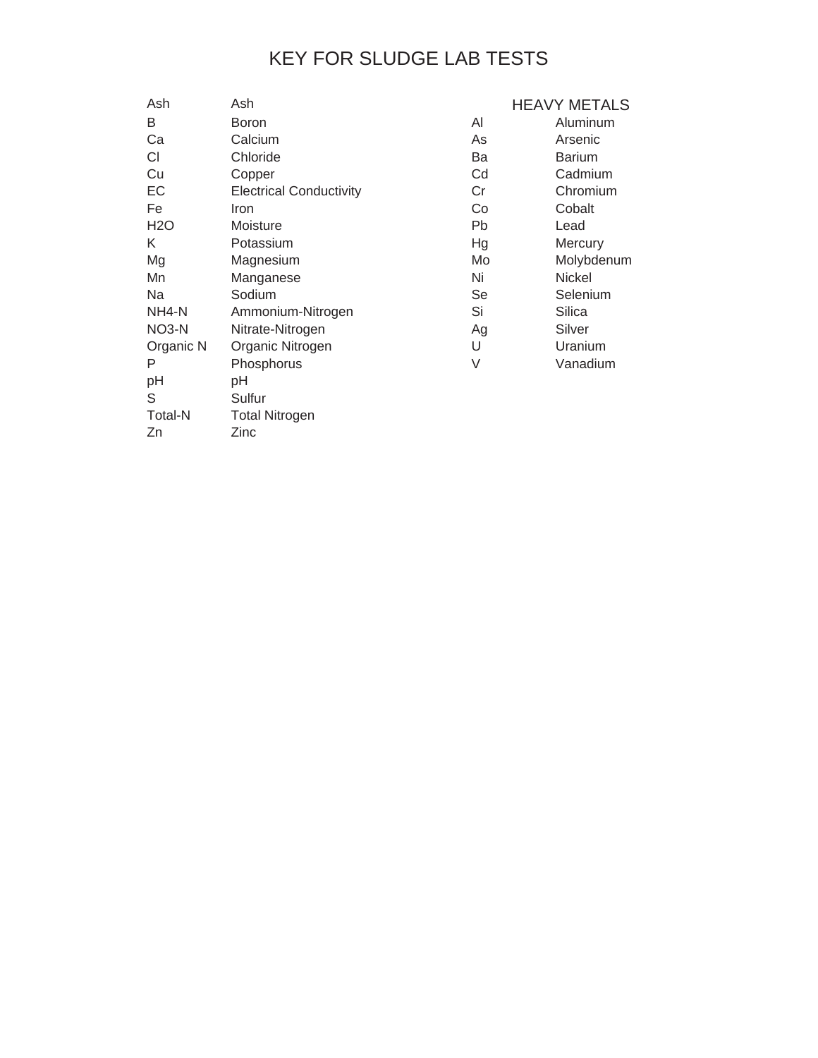# KEY FOR SLUDGE LAB TESTS

| | |
|---|---|
| Ash | Ash |
| B | Boron |
| Ca | Calcium |
| Cl | Chloride |
| Cu | Copper |
| EC | Electrical Conductivity |
| Fe | Iron |
| $H_2O$ | Moisture |
| K | Potassium |
| Mg | Magnesium |
| Mn | Manganese |
| Na | Sodium |
| $NH_4$-N | Ammonium-Nitrogen |
| $NO_3$-N | Nitrate-Nitrogen |
| Organic N | Organic Nitrogen |
| P | Phosphorus |
| pH | pH |
| S | Sulfur |
| Total-N | Total Nitrogen |
| Zn | Zinc |

## HEAVY METALS

| | |
|---|---|
| Al | Aluminum |
| As | Arsenic |
| Ba | Barium |
| Cd | Cadmium |
| Cr | Chromium |
| Co | Cobalt |
| Pb | Lead |
| Hg | Mercury |
| Mo | Molybdenum |
| Ni | Nickel |
| Se | Selenium |
| Si | Silica |
| Ag | Silver |
| U | Uranium |
| V | Vanadium |